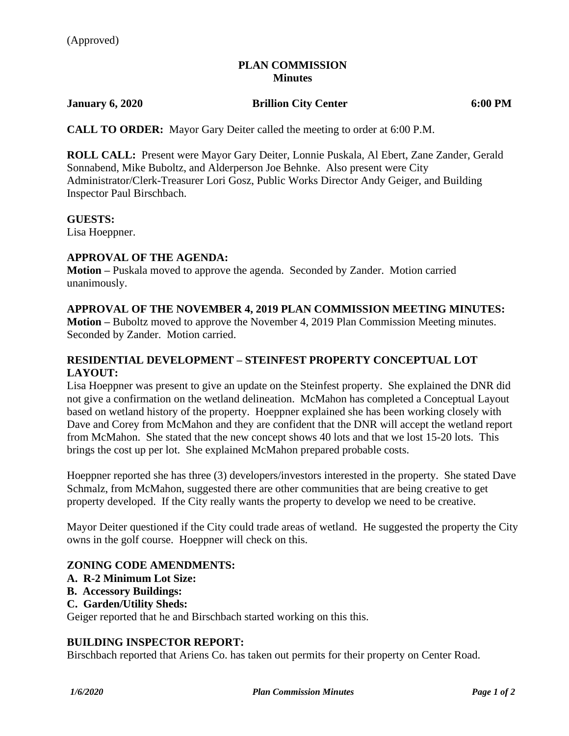(Approved)

# PLAN COMMISSION
## Minutes

**January 6, 2020** **Brillion City Center** **6:00 PM**

**CALL TO ORDER:** Mayor Gary Deiter called the meeting to order at 6:00 P.M.

**ROLL CALL:** Present were Mayor Gary Deiter, Lonnie Puskala, Al Ebert, Zane Zander, Gerald Sonnabend, Mike Buboltz, and Alderperson Joe Behnke. Also present were City Administrator/Clerk-Treasurer Lori Gosz, Public Works Director Andy Geiger, and Building Inspector Paul Birschbach.

**GUESTS:**
Lisa Hoeppner.

**APPROVAL OF THE AGENDA:**
**Motion –** Puskala moved to approve the agenda. Seconded by Zander. Motion carried unanimously.

**APPROVAL OF THE NOVEMBER 4, 2019 PLAN COMMISSION MEETING MINUTES:**
**Motion –** Buboltz moved to approve the November 4, 2019 Plan Commission Meeting minutes. Seconded by Zander. Motion carried.

**RESIDENTIAL DEVELOPMENT – STEINFEST PROPERTY CONCEPTUAL LOT LAYOUT:**
Lisa Hoeppner was present to give an update on the Steinfest property. She explained the DNR did not give a confirmation on the wetland delineation. McMahon has completed a Conceptual Layout based on wetland history of the property. Hoeppner explained she has been working closely with Dave and Corey from McMahon and they are confident that the DNR will accept the wetland report from McMahon. She stated that the new concept shows 40 lots and that we lost 15-20 lots. This brings the cost up per lot. She explained McMahon prepared probable costs.

Hoeppner reported she has three (3) developers/investors interested in the property. She stated Dave Schmalz, from McMahon, suggested there are other communities that are being creative to get property developed. If the City really wants the property to develop we need to be creative.

Mayor Deiter questioned if the City could trade areas of wetland. He suggested the property the City owns in the golf course. Hoeppner will check on this.

**ZONING CODE AMENDMENTS:**
**A. R-2 Minimum Lot Size:**
**B. Accessory Buildings:**
**C. Garden/Utility Sheds:**
Geiger reported that he and Birschbach started working on this this.

**BUILDING INSPECTOR REPORT:**
Birschbach reported that Ariens Co. has taken out permits for their property on Center Road.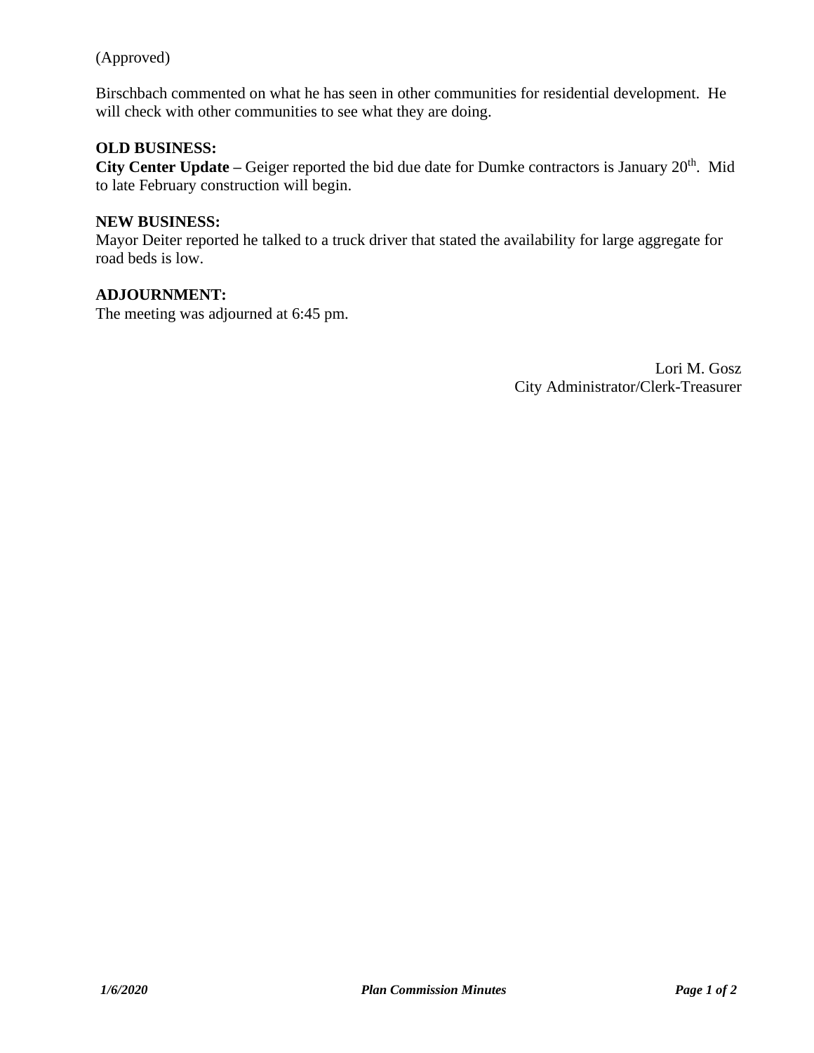(Approved)

Birschbach commented on what he has seen in other communities for residential development. He will check with other communities to see what they are doing.

**OLD BUSINESS:**

**City Center Update –** Geiger reported the bid due date for Dumke contractors is January 20th. Mid to late February construction will begin.

**NEW BUSINESS:**

Mayor Deiter reported he talked to a truck driver that stated the availability for large aggregate for road beds is low.

**ADJOURNMENT:**

The meeting was adjourned at 6:45 pm.

Lori M. Gosz
City Administrator/Clerk-Treasurer